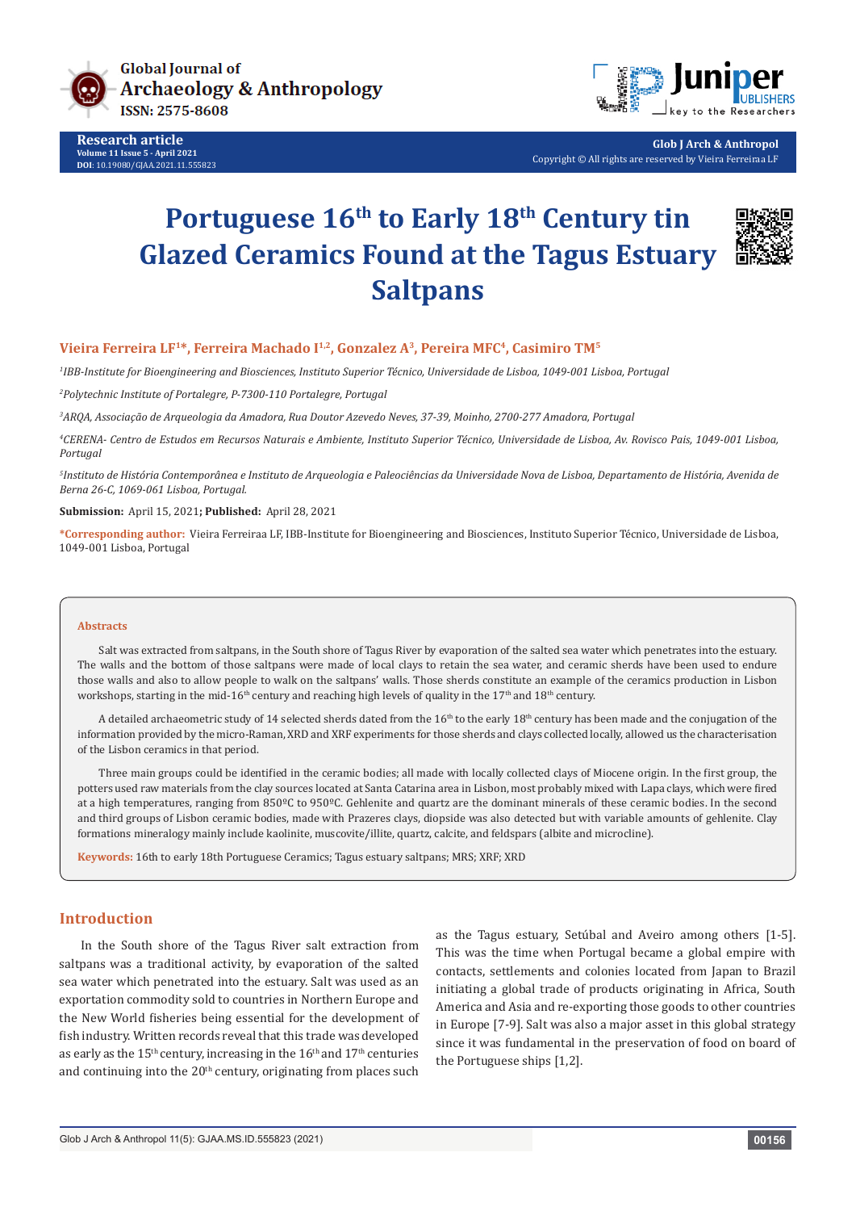# Portuguese 16th to Early 18th Century tin Glazed Ceramics Found at the Tagus Estuary Saltpans

**Vieira Ferreira LF[1]*, Ferreira Machado I[1,2], Gonzalez A[3], Pereira MFC[4], Casimiro TM[5]**

*[1]IBB-Institute for Bioengineering and Biosciences, Instituto Superior Técnico, Universidade de Lisboa, 1049-001 Lisboa, Portugal*

*[2]Polytechnic Institute of Portalegre, P-7300-110 Portalegre, Portugal*

*[3]ARQA, Associação de Arqueologia da Amadora, Rua Doutor Azevedo Neves, 37-39, Moinho, 2700-277 Amadora, Portugal*

*[4]CERENA- Centro de Estudos em Recursos Naturais e Ambiente, Instituto Superior Técnico, Universidade de Lisboa, Av. Rovisco Pais, 1049-001 Lisboa, Portugal*

*[5]Instituto de História Contemporânea e Instituto de Arqueologia e Paleociências da Universidade Nova de Lisboa, Departamento de História, Avenida de Berna 26-C, 1069-061 Lisboa, Portugal.*

**Submission:** April 15, 2021**; Published:** April 28, 2021

***Corresponding author:** Vieira Ferreiraa LF, IBB-Institute for Bioengineering and Biosciences, Instituto Superior Técnico, Universidade de Lisboa, 1049-001 Lisboa, Portugal

## Abstracts

Salt was extracted from saltpans, in the South shore of Tagus River by evaporation of the salted sea water which penetrates into the estuary. The walls and the bottom of those saltpans were made of local clays to retain the sea water, and ceramic sherds have been used to endure those walls and also to allow people to walk on the saltpans' walls. Those sherds constitute an example of the ceramics production in Lisbon workshops, starting in the mid-16th century and reaching high levels of quality in the 17th and 18th century.

A detailed archaeometric study of 14 selected sherds dated from the 16th to the early 18th century has been made and the conjugation of the information provided by the micro-Raman, XRD and XRF experiments for those sherds and clays collected locally, allowed us the characterisation of the Lisbon ceramics in that period.

Three main groups could be identified in the ceramic bodies; all made with locally collected clays of Miocene origin. In the first group, the potters used raw materials from the clay sources located at Santa Catarina area in Lisbon, most probably mixed with Lapa clays, which were fired at a high temperatures, ranging from 850ºC to 950ºC. Gehlenite and quartz are the dominant minerals of these ceramic bodies. In the second and third groups of Lisbon ceramic bodies, made with Prazeres clays, diopside was also detected but with variable amounts of gehlenite. Clay formations mineralogy mainly include kaolinite, muscovite/illite, quartz, calcite, and feldspars (albite and microcline).

**Keywords:** 16th to early 18th Portuguese Ceramics; Tagus estuary saltpans; MRS; XRF; XRD

## Introduction

In the South shore of the Tagus River salt extraction from saltpans was a traditional activity, by evaporation of the salted sea water which penetrated into the estuary. Salt was used as an exportation commodity sold to countries in Northern Europe and the New World fisheries being essential for the development of fish industry. Written records reveal that this trade was developed as early as the 15th century, increasing in the 16th and 17th centuries and continuing into the 20th century, originating from places such as the Tagus estuary, Setúbal and Aveiro among others [1-5]. This was the time when Portugal became a global empire with contacts, settlements and colonies located from Japan to Brazil initiating a global trade of products originating in Africa, South America and Asia and re-exporting those goods to other countries in Europe [7-9]. Salt was also a major asset in this global strategy since it was fundamental in the preservation of food on board of the Portuguese ships [1,2].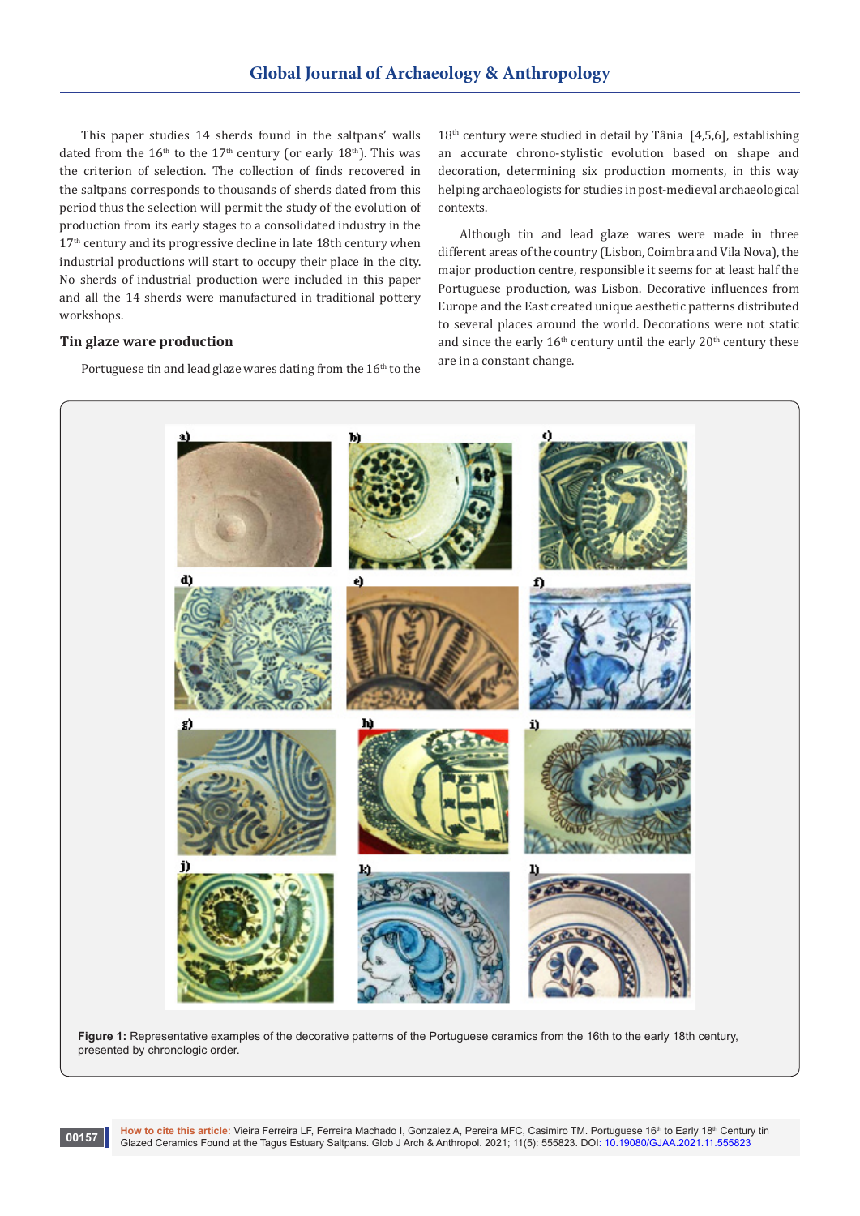This paper studies 14 sherds found in the saltpans' walls dated from the 16th to the 17th century (or early 18th). This was the criterion of selection. The collection of finds recovered in the saltpans corresponds to thousands of sherds dated from this period thus the selection will permit the study of the evolution of production from its early stages to a consolidated industry in the 17th century and its progressive decline in late 18th century when industrial productions will start to occupy their place in the city. No sherds of industrial production were included in this paper and all the 14 sherds were manufactured in traditional pottery workshops.

## Tin glaze ware production

Portuguese tin and lead glaze wares dating from the 16th to the 18th century were studied in detail by Tânia [4,5,6], establishing an accurate chrono-stylistic evolution based on shape and decoration, determining six production moments, in this way helping archaeologists for studies in post-medieval archaeological contexts.

Although tin and lead glaze wares were made in three different areas of the country (Lisbon, Coimbra and Vila Nova), the major production centre, responsible it seems for at least half the Portuguese production, was Lisbon. Decorative influences from Europe and the East created unique aesthetic patterns distributed to several places around the world. Decorations were not static and since the early 16th century until the early 20th century these are in a constant change.

**Figure 1:** Representative examples of the decorative patterns of the Portuguese ceramics from the 16th to the early 18th century, presented by chronologic order.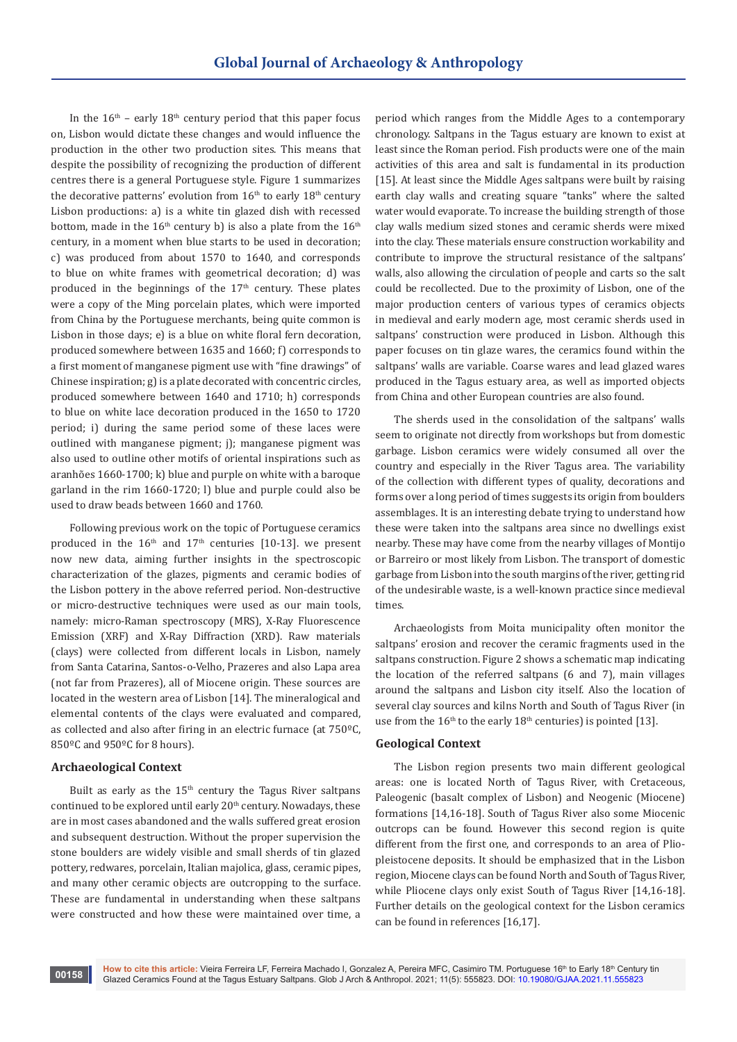In the 16th – early 18th century period that this paper focus on, Lisbon would dictate these changes and would influence the production in the other two production sites. This means that despite the possibility of recognizing the production of different centres there is a general Portuguese style. Figure 1 summarizes the decorative patterns' evolution from 16th to early 18th century Lisbon productions: a) is a white tin glazed dish with recessed bottom, made in the 16th century b) is also a plate from the 16th century, in a moment when blue starts to be used in decoration; c) was produced from about 1570 to 1640, and corresponds to blue on white frames with geometrical decoration; d) was produced in the beginnings of the 17th century. These plates were a copy of the Ming porcelain plates, which were imported from China by the Portuguese merchants, being quite common is Lisbon in those days; e) is a blue on white floral fern decoration, produced somewhere between 1635 and 1660; f) corresponds to a first moment of manganese pigment use with "fine drawings" of Chinese inspiration; g) is a plate decorated with concentric circles, produced somewhere between 1640 and 1710; h) corresponds to blue on white lace decoration produced in the 1650 to 1720 period; i) during the same period some of these laces were outlined with manganese pigment; j); manganese pigment was also used to outline other motifs of oriental inspirations such as aranhões 1660-1700; k) blue and purple on white with a baroque garland in the rim 1660-1720; l) blue and purple could also be used to draw beads between 1660 and 1760.

Following previous work on the topic of Portuguese ceramics produced in the 16th and 17th centuries [10-13]. we present now new data, aiming further insights in the spectroscopic characterization of the glazes, pigments and ceramic bodies of the Lisbon pottery in the above referred period. Non-destructive or micro-destructive techniques were used as our main tools, namely: micro-Raman spectroscopy (MRS), X-Ray Fluorescence Emission (XRF) and X-Ray Diffraction (XRD). Raw materials (clays) were collected from different locals in Lisbon, namely from Santa Catarina, Santos-o-Velho, Prazeres and also Lapa area (not far from Prazeres), all of Miocene origin. These sources are located in the western area of Lisbon [14]. The mineralogical and elemental contents of the clays were evaluated and compared, as collected and also after firing in an electric furnace (at 750ºC, 850ºC and 950ºC for 8 hours).

## Archaeological Context

Built as early as the 15th century the Tagus River saltpans continued to be explored until early 20th century. Nowadays, these are in most cases abandoned and the walls suffered great erosion and subsequent destruction. Without the proper supervision the stone boulders are widely visible and small sherds of tin glazed pottery, redwares, porcelain, Italian majolica, glass, ceramic pipes, and many other ceramic objects are outcropping to the surface. These are fundamental in understanding when these saltpans were constructed and how these were maintained over time, a period which ranges from the Middle Ages to a contemporary chronology. Saltpans in the Tagus estuary are known to exist at least since the Roman period. Fish products were one of the main activities of this area and salt is fundamental in its production [15]. At least since the Middle Ages saltpans were built by raising earth clay walls and creating square "tanks" where the salted water would evaporate. To increase the building strength of those clay walls medium sized stones and ceramic sherds were mixed into the clay. These materials ensure construction workability and contribute to improve the structural resistance of the saltpans' walls, also allowing the circulation of people and carts so the salt could be recollected. Due to the proximity of Lisbon, one of the major production centers of various types of ceramics objects in medieval and early modern age, most ceramic sherds used in saltpans' construction were produced in Lisbon. Although this paper focuses on tin glaze wares, the ceramics found within the saltpans' walls are variable. Coarse wares and lead glazed wares produced in the Tagus estuary area, as well as imported objects from China and other European countries are also found.

The sherds used in the consolidation of the saltpans' walls seem to originate not directly from workshops but from domestic garbage. Lisbon ceramics were widely consumed all over the country and especially in the River Tagus area. The variability of the collection with different types of quality, decorations and forms over a long period of times suggests its origin from boulders assemblages. It is an interesting debate trying to understand how these were taken into the saltpans area since no dwellings exist nearby. These may have come from the nearby villages of Montijo or Barreiro or most likely from Lisbon. The transport of domestic garbage from Lisbon into the south margins of the river, getting rid of the undesirable waste, is a well-known practice since medieval times.

Archaeologists from Moita municipality often monitor the saltpans' erosion and recover the ceramic fragments used in the saltpans construction. Figure 2 shows a schematic map indicating the location of the referred saltpans (6 and 7), main villages around the saltpans and Lisbon city itself. Also the location of several clay sources and kilns North and South of Tagus River (in use from the 16th to the early 18th centuries) is pointed [13].

## Geological Context

The Lisbon region presents two main different geological areas: one is located North of Tagus River, with Cretaceous, Paleogenic (basalt complex of Lisbon) and Neogenic (Miocene) formations [14,16-18]. South of Tagus River also some Miocenic outcrops can be found. However this second region is quite different from the first one, and corresponds to an area of Plio-pleistocene deposits. It should be emphasized that in the Lisbon region, Miocene clays can be found North and South of Tagus River, while Pliocene clays only exist South of Tagus River [14,16-18]. Further details on the geological context for the Lisbon ceramics can be found in references [16,17].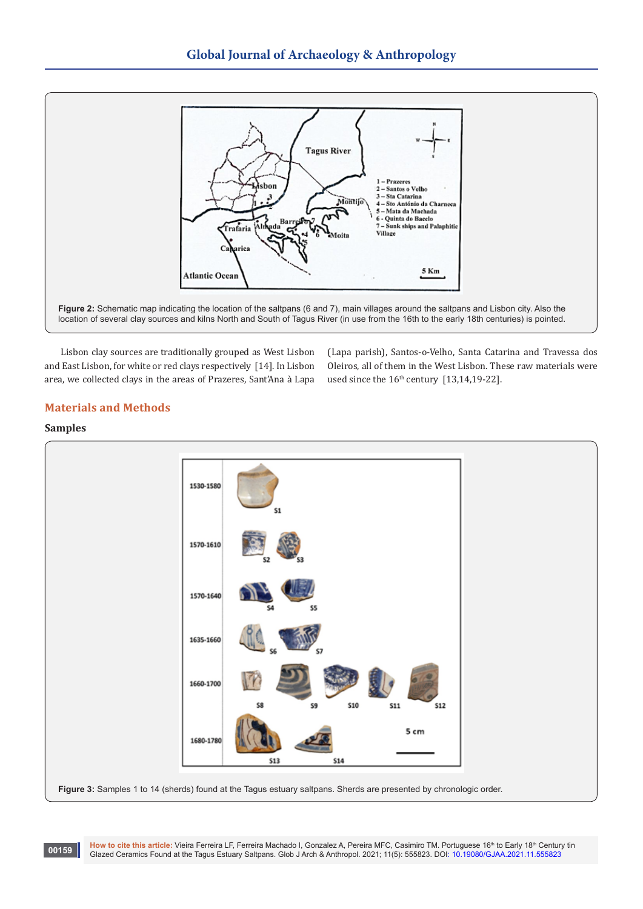**Figure 2:** Schematic map indicating the location of the saltpans (6 and 7), main villages around the saltpans and Lisbon city. Also the location of several clay sources and kilns North and South of Tagus River (in use from the 16th to the early 18th centuries) is pointed.

Lisbon clay sources are traditionally grouped as West Lisbon and East Lisbon, for white or red clays respectively [14]. In Lisbon area, we collected clays in the areas of Prazeres, Sant'Ana à Lapa (Lapa parish), Santos-o-Velho, Santa Catarina and Travessa dos Oleiros, all of them in the West Lisbon. These raw materials were used since the 16th century [13,14,19-22].

## Materials and Methods

### Samples

**Figure 3:** Samples 1 to 14 (sherds) found at the Tagus estuary saltpans. Sherds are presented by chronologic order.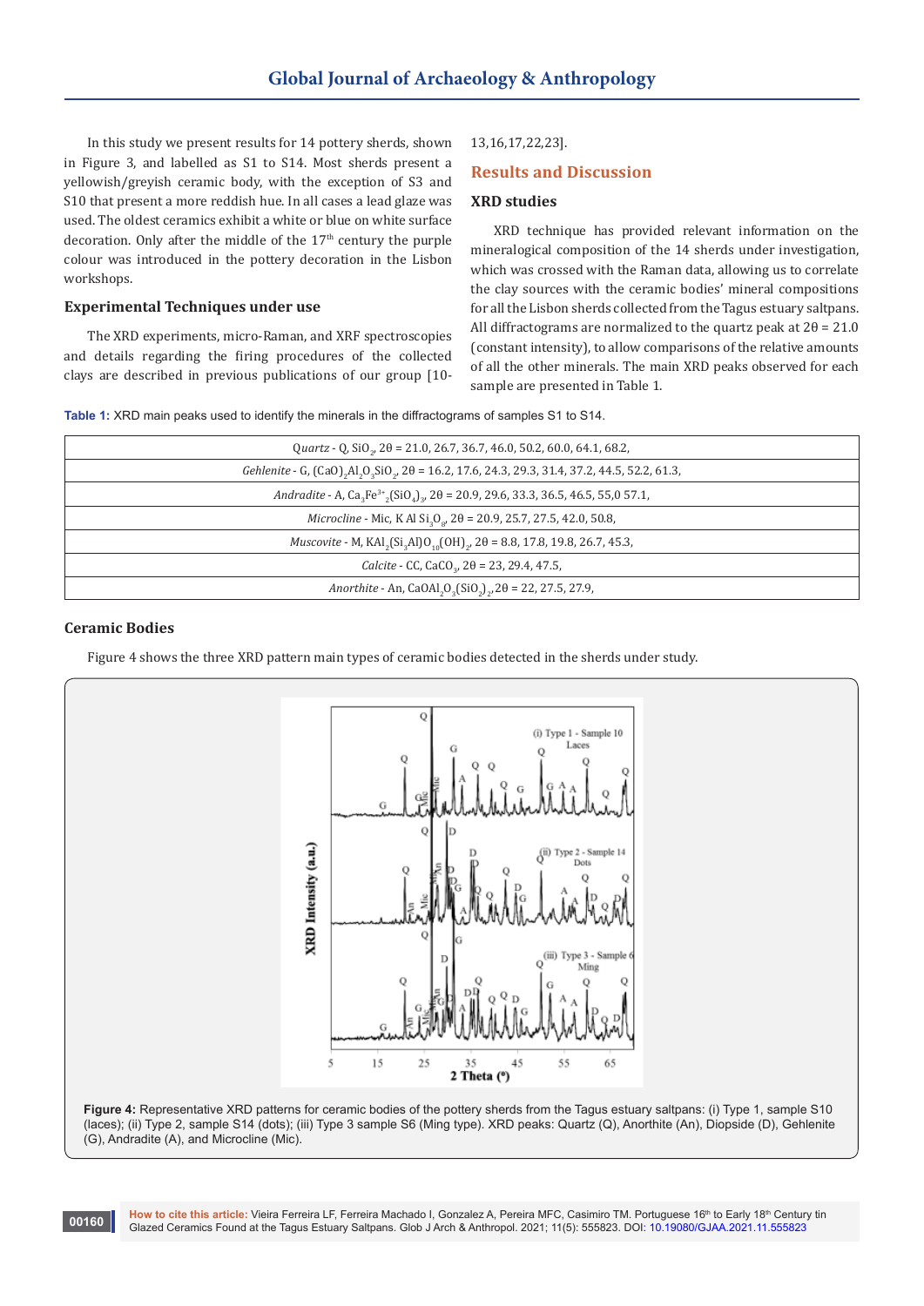In this study we present results for 14 pottery sherds, shown in Figure 3, and labelled as S1 to S14. Most sherds present a yellowish/greyish ceramic body, with the exception of S3 and S10 that present a more reddish hue. In all cases a lead glaze was used. The oldest ceramics exhibit a white or blue on white surface decoration. Only after the middle of the 17th century the purple colour was introduced in the pottery decoration in the Lisbon workshops.

### Experimental Techniques under use

The XRD experiments, micro-Raman, and XRF spectroscopies and details regarding the firing procedures of the collected clays are described in previous publications of our group [10-13,16,17,22,23].

## Results and Discussion

### XRD studies

XRD technique has provided relevant information on the mineralogical composition of the 14 sherds under investigation, which was crossed with the Raman data, allowing us to correlate the clay sources with the ceramic bodies' mineral compositions for all the Lisbon sherds collected from the Tagus estuary saltpans. All diffractograms are normalized to the quartz peak at 2θ = 21.0 (constant intensity), to allow comparisons of the relative amounts of all the other minerals. The main XRD peaks observed for each sample are presented in Table 1.

**Table 1:** XRD main peaks used to identify the minerals in the diffractograms of samples S1 to S14.

| |
|---|
| *Quartz* - Q, $SiO_2$, 2θ = 21.0, 26.7, 36.7, 46.0, 50.2, 60.0, 64.1, 68.2, |
| *Gehlenite* - G, $(CaO)_2Al_2O_3SiO_2$, 2θ = 16.2, 17.6, 24.3, 29.3, 31.4, 37.2, 44.5, 52.2, 61.3, |
| *Andradite* - A, $Ca_3Fe^{3+}{}_2(SiO_4)_3$, 2θ = 20.9, 29.6, 33.3, 36.5, 46.5, 55,0 57.1, |
| *Microcline* - Mic, K Al $Si_3O_8$, 2θ = 20.9, 25.7, 27.5, 42.0, 50.8, |
| *Muscovite* - M, $KAl_2(Si_3Al)O_{10}(OH)_2$, 2θ = 8.8, 17.8, 19.8, 26.7, 45.3, |
| *Calcite* - CC, $CaCO_3$, 2θ = 23, 29.4, 47.5, |
| *Anorthite* - An, $CaOAl_2O_3(SiO_2)_2$, 2θ = 22, 27.5, 27.9, |

### Ceramic Bodies

Figure 4 shows the three XRD pattern main types of ceramic bodies detected in the sherds under study.

**Figure 4:** Representative XRD patterns for ceramic bodies of the pottery sherds from the Tagus estuary saltpans: (i) Type 1, sample S10 (laces); (ii) Type 2, sample S14 (dots); (iii) Type 3 sample S6 (Ming type). XRD peaks: Quartz (Q), Anorthite (An), Diopside (D), Gehlenite (G), Andradite (A), and Microcline (Mic).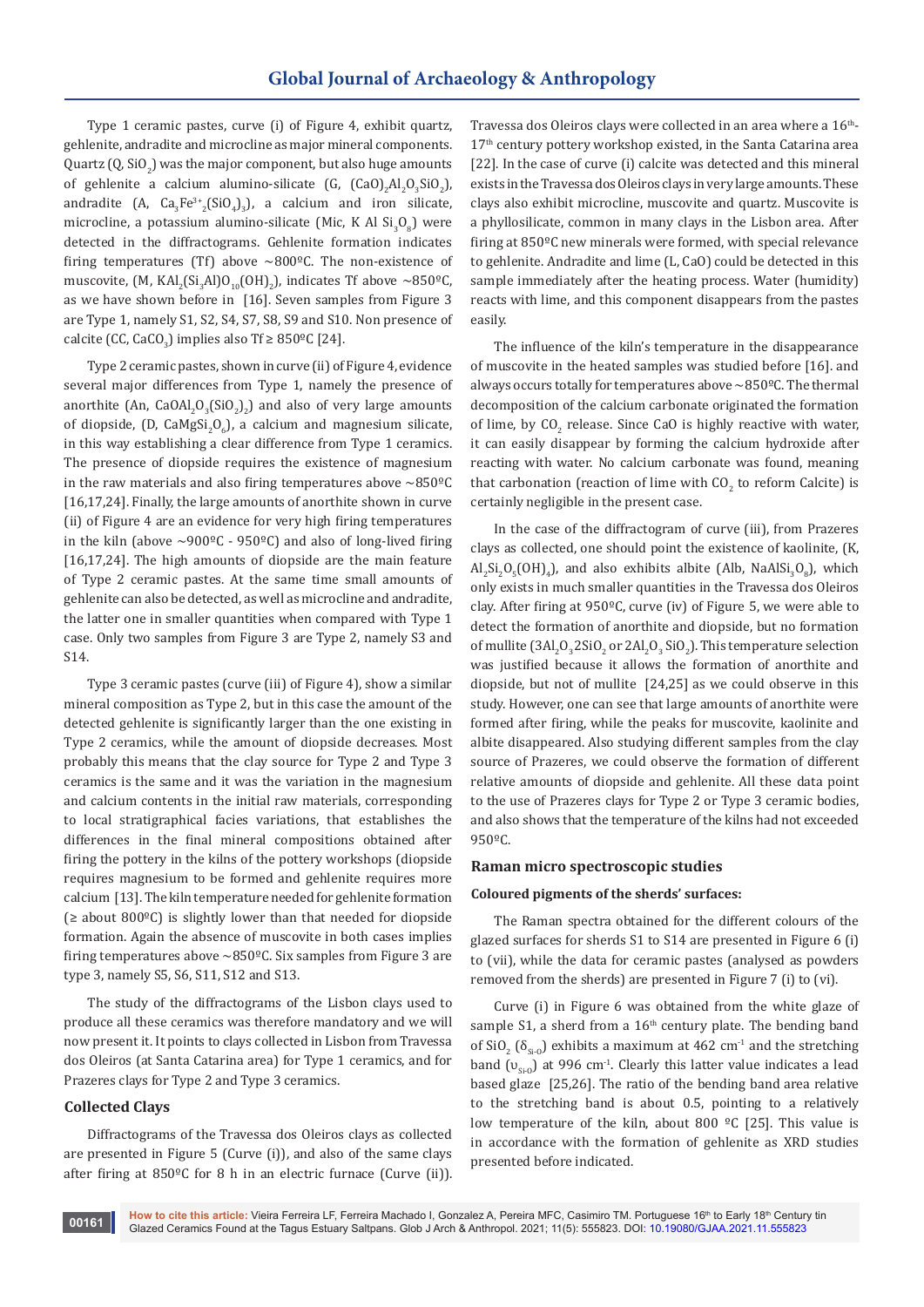Type 1 ceramic pastes, curve (i) of Figure 4, exhibit quartz, gehlenite, andradite and microcline as major mineral components. Quartz (Q, $SiO_2$) was the major component, but also huge amounts of gehlenite a calcium alumino-silicate (G, $(CaO)_2Al_2O_3SiO_2$), andradite (A, $Ca_3Fe^{3+}{}_2(SiO_4)_3$), a calcium and iron silicate, microcline, a potassium alumino-silicate (Mic, K Al $Si_3O_8$) were detected in the diffractograms. Gehlenite formation indicates firing temperatures (Tf) above ~800ºC. The non-existence of muscovite, (M, $KAl_2(Si_3Al)O_{10}(OH)_2$), indicates Tf above ~850ºC, as we have shown before in [16]. Seven samples from Figure 3 are Type 1, namely S1, S2, S4, S7, S8, S9 and S10. Non presence of calcite (CC, $CaCO_3$) implies also Tf ≥ 850ºC [24].

Type 2 ceramic pastes, shown in curve (ii) of Figure 4, evidence several major differences from Type 1, namely the presence of anorthite (An, $CaOAl_2O_3(SiO_2)_2$) and also of very large amounts of diopside, (D, $CaMgSi_2O_6$), a calcium and magnesium silicate, in this way establishing a clear difference from Type 1 ceramics. The presence of diopside requires the existence of magnesium in the raw materials and also firing temperatures above ~850ºC [16,17,24]. Finally, the large amounts of anorthite shown in curve (ii) of Figure 4 are an evidence for very high firing temperatures in the kiln (above ~900ºC - 950ºC) and also of long-lived firing [16,17,24]. The high amounts of diopside are the main feature of Type 2 ceramic pastes. At the same time small amounts of gehlenite can also be detected, as well as microcline and andradite, the latter one in smaller quantities when compared with Type 1 case. Only two samples from Figure 3 are Type 2, namely S3 and S14.

Type 3 ceramic pastes (curve (iii) of Figure 4), show a similar mineral composition as Type 2, but in this case the amount of the detected gehlenite is significantly larger than the one existing in Type 2 ceramics, while the amount of diopside decreases. Most probably this means that the clay source for Type 2 and Type 3 ceramics is the same and it was the variation in the magnesium and calcium contents in the initial raw materials, corresponding to local stratigraphical facies variations, that establishes the differences in the final mineral compositions obtained after firing the pottery in the kilns of the pottery workshops (diopside requires magnesium to be formed and gehlenite requires more calcium [13]. The kiln temperature needed for gehlenite formation (≥ about 800ºC) is slightly lower than that needed for diopside formation. Again the absence of muscovite in both cases implies firing temperatures above ~850ºC. Six samples from Figure 3 are type 3, namely S5, S6, S11, S12 and S13.

The study of the diffractograms of the Lisbon clays used to produce all these ceramics was therefore mandatory and we will now present it. It points to clays collected in Lisbon from Travessa dos Oleiros (at Santa Catarina area) for Type 1 ceramics, and for Prazeres clays for Type 2 and Type 3 ceramics.

### Collected Clays

Diffractograms of the Travessa dos Oleiros clays as collected are presented in Figure 5 (Curve (i)), and also of the same clays after firing at 850ºC for 8 h in an electric furnace (Curve (ii)). Travessa dos Oleiros clays were collected in an area where a 16th-17th century pottery workshop existed, in the Santa Catarina area [22]. In the case of curve (i) calcite was detected and this mineral exists in the Travessa dos Oleiros clays in very large amounts. These clays also exhibit microcline, muscovite and quartz. Muscovite is a phyllosilicate, common in many clays in the Lisbon area. After firing at 850ºC new minerals were formed, with special relevance to gehlenite. Andradite and lime (L, CaO) could be detected in this sample immediately after the heating process. Water (humidity) reacts with lime, and this component disappears from the pastes easily.

The influence of the kiln's temperature in the disappearance of muscovite in the heated samples was studied before [16]. and always occurs totally for temperatures above ~850ºC. The thermal decomposition of the calcium carbonate originated the formation of lime, by $CO_2$ release. Since CaO is highly reactive with water, it can easily disappear by forming the calcium hydroxide after reacting with water. No calcium carbonate was found, meaning that carbonation (reaction of lime with $CO_2$ to reform Calcite) is certainly negligible in the present case.

In the case of the diffractogram of curve (iii), from Prazeres clays as collected, one should point the existence of kaolinite, (K, $Al_2Si_2O_5(OH)_4$), and also exhibits albite (Alb, $NaAlSi_3O_8$), which only exists in much smaller quantities in the Travessa dos Oleiros clay. After firing at 950ºC, curve (iv) of Figure 5, we were able to detect the formation of anorthite and diopside, but no formation of mullite ($3Al_2O_3 2SiO_2$ or $2Al_2O_3\ SiO_2$). This temperature selection was justified because it allows the formation of anorthite and diopside, but not of mullite [24,25] as we could observe in this study. However, one can see that large amounts of anorthite were formed after firing, while the peaks for muscovite, kaolinite and albite disappeared. Also studying different samples from the clay source of Prazeres, we could observe the formation of different relative amounts of diopside and gehlenite. All these data point to the use of Prazeres clays for Type 2 or Type 3 ceramic bodies, and also shows that the temperature of the kilns had not exceeded 950ºC.

## Raman micro spectroscopic studies

### Coloured pigments of the sherds' surfaces:

The Raman spectra obtained for the different colours of the glazed surfaces for sherds S1 to S14 are presented in Figure 6 (i) to (vii), while the data for ceramic pastes (analysed as powders removed from the sherds) are presented in Figure 7 (i) to (vi).

Curve (i) in Figure 6 was obtained from the white glaze of sample S1, a sherd from a 16th century plate. The bending band of $SiO_2$ ($\delta_{Si-O}$) exhibits a maximum at 462 $cm^{-1}$ and the stretching band ($\upsilon_{Si-O}$) at 996 $cm^{-1}$. Clearly this latter value indicates a lead based glaze [25,26]. The ratio of the bending band area relative to the stretching band is about 0.5, pointing to a relatively low temperature of the kiln, about 800 ºC [25]. This value is in accordance with the formation of gehlenite as XRD studies presented before indicated.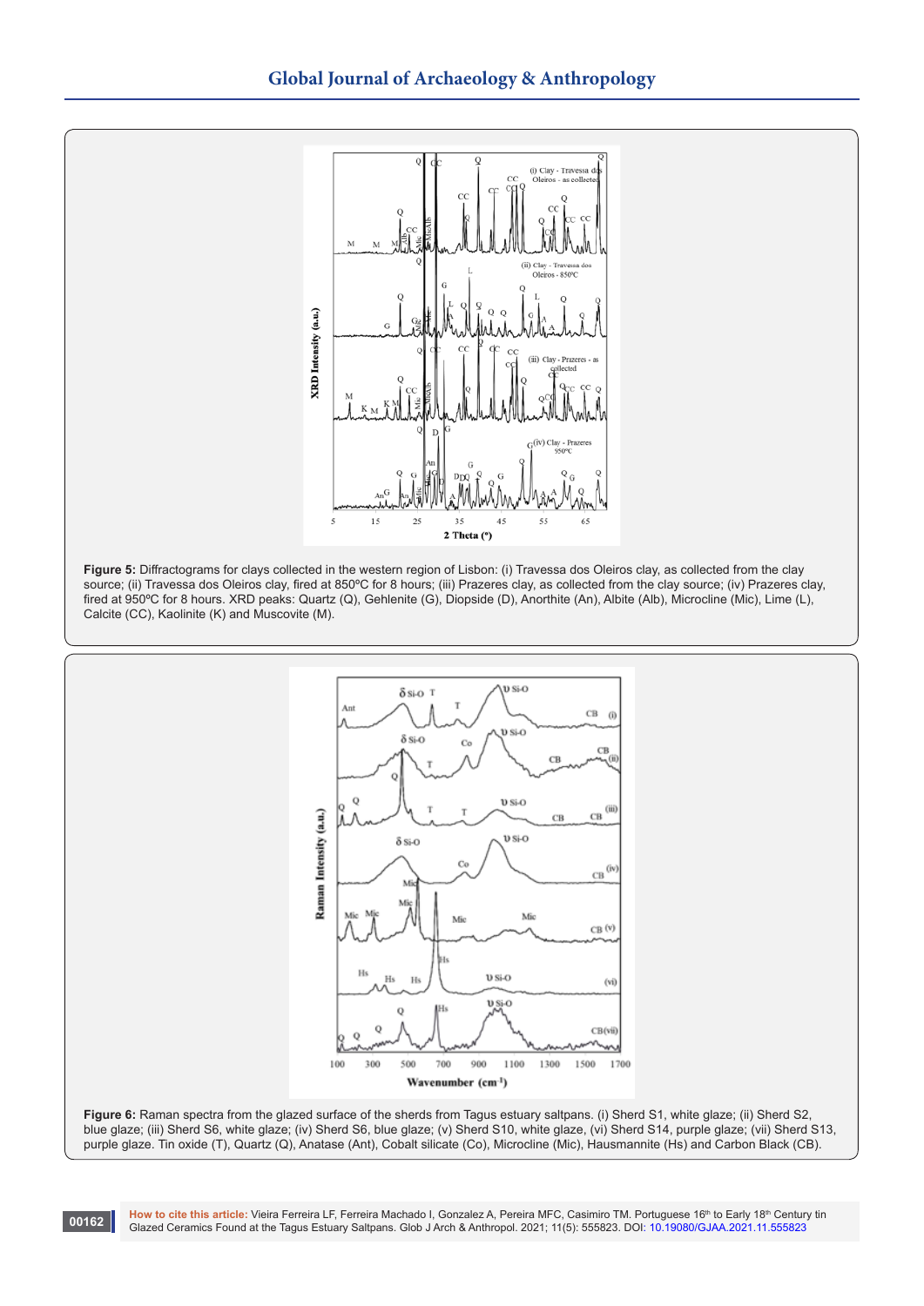**Figure 5:** Diffractograms for clays collected in the western region of Lisbon: (i) Travessa dos Oleiros clay, as collected from the clay source; (ii) Travessa dos Oleiros clay, fired at 850ºC for 8 hours; (iii) Prazeres clay, as collected from the clay source; (iv) Prazeres clay, fired at 950ºC for 8 hours. XRD peaks: Quartz (Q), Gehlenite (G), Diopside (D), Anorthite (An), Albite (Alb), Microcline (Mic), Lime (L), Calcite (CC), Kaolinite (K) and Muscovite (M).

**Figure 6:** Raman spectra from the glazed surface of the sherds from Tagus estuary saltpans. (i) Sherd S1, white glaze; (ii) Sherd S2, blue glaze; (iii) Sherd S6, white glaze; (iv) Sherd S6, blue glaze; (v) Sherd S10, white glaze, (vi) Sherd S14, purple glaze; (vii) Sherd S13, purple glaze. Tin oxide (T), Quartz (Q), Anatase (Ant), Cobalt silicate (Co), Microcline (Mic), Hausmannite (Hs) and Carbon Black (CB).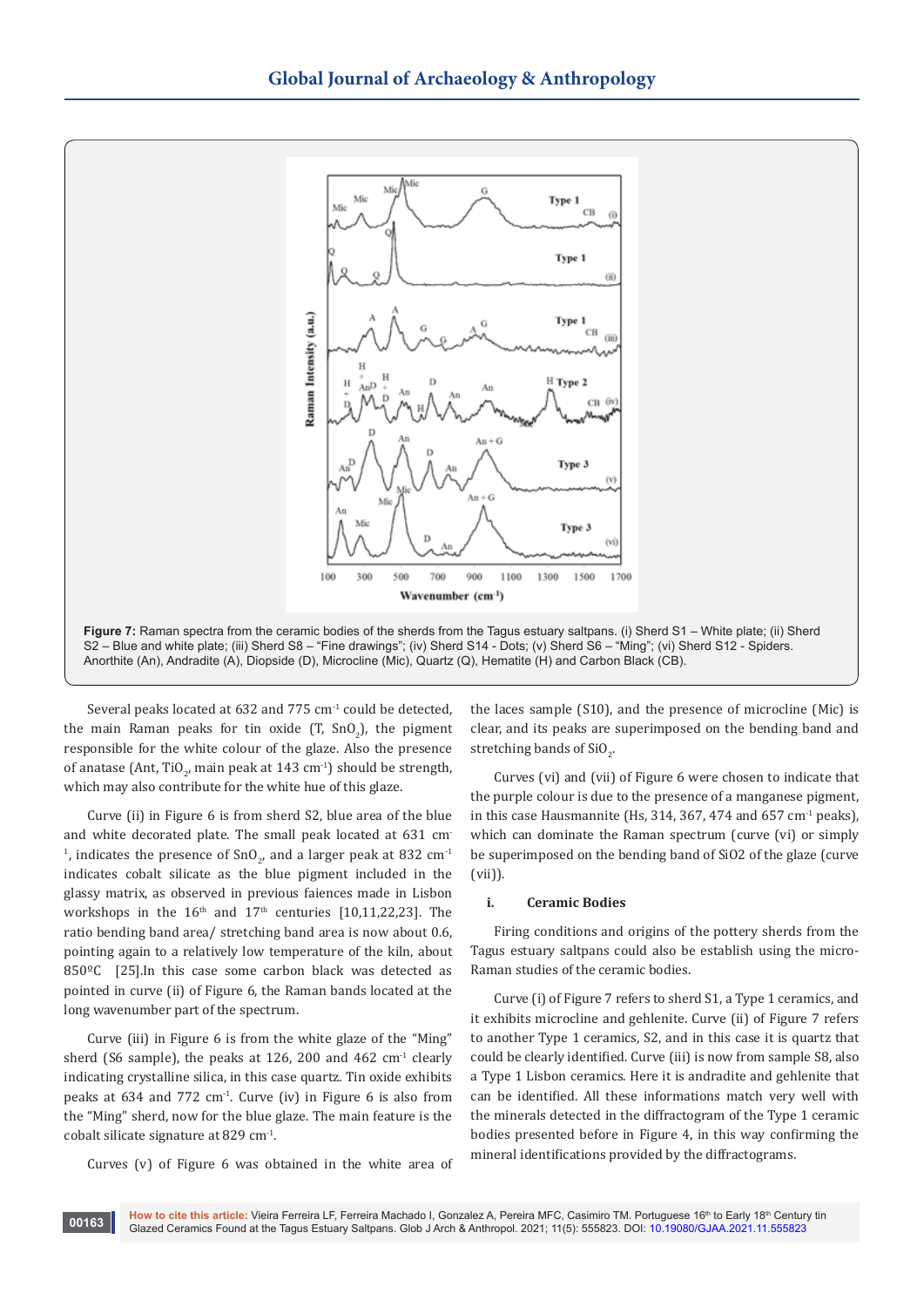**Figure 7:** Raman spectra from the ceramic bodies of the sherds from the Tagus estuary saltpans. (i) Sherd S1 – White plate; (ii) Sherd S2 – Blue and white plate; (iii) Sherd S8 – "Fine drawings"; (iv) Sherd S14 - Dots; (v) Sherd S6 – "Ming"; (vi) Sherd S12 - Spiders. Anorthite (An), Andradite (A), Diopside (D), Microcline (Mic), Quartz (Q), Hematite (H) and Carbon Black (CB).

Several peaks located at 632 and 775 $cm^{-1}$ could be detected, the main Raman peaks for tin oxide (T, $SnO_2$), the pigment responsible for the white colour of the glaze. Also the presence of anatase (Ant, $TiO_2$, main peak at 143 $cm^{-1}$) should be strength, which may also contribute for the white hue of this glaze.

Curve (ii) in Figure 6 is from sherd S2, blue area of the blue and white decorated plate. The small peak located at 631 $cm^{-1}$, indicates the presence of $SnO_2$, and a larger peak at 832 $cm^{-1}$ indicates cobalt silicate as the blue pigment included in the glassy matrix, as observed in previous faiences made in Lisbon workshops in the 16th and 17th centuries [10,11,22,23]. The ratio bending band area/ stretching band area is now about 0.6, pointing again to a relatively low temperature of the kiln, about 850ºC [25].In this case some carbon black was detected as pointed in curve (ii) of Figure 6, the Raman bands located at the long wavenumber part of the spectrum.

Curve (iii) in Figure 6 is from the white glaze of the "Ming" sherd (S6 sample), the peaks at 126, 200 and 462 $cm^{-1}$ clearly indicating crystalline silica, in this case quartz. Tin oxide exhibits peaks at 634 and 772 $cm^{-1}$. Curve (iv) in Figure 6 is also from the "Ming" sherd, now for the blue glaze. The main feature is the cobalt silicate signature at 829 $cm^{-1}$.

Curves (v) of Figure 6 was obtained in the white area of the laces sample (S10), and the presence of microcline (Mic) is clear, and its peaks are superimposed on the bending band and stretching bands of $SiO_2$.

Curves (vi) and (vii) of Figure 6 were chosen to indicate that the purple colour is due to the presence of a manganese pigment, in this case Hausmannite (Hs, 314, 367, 474 and 657 $cm^{-1}$ peaks), which can dominate the Raman spectrum (curve (vi) or simply be superimposed on the bending band of SiO2 of the glaze (curve (vii)).

### i. Ceramic Bodies

Firing conditions and origins of the pottery sherds from the Tagus estuary saltpans could also be establish using the micro-Raman studies of the ceramic bodies.

Curve (i) of Figure 7 refers to sherd S1, a Type 1 ceramics, and it exhibits microcline and gehlenite. Curve (ii) of Figure 7 refers to another Type 1 ceramics, S2, and in this case it is quartz that could be clearly identified. Curve (iii) is now from sample S8, also a Type 1 Lisbon ceramics. Here it is andradite and gehlenite that can be identified. All these informations match very well with the minerals detected in the diffractogram of the Type 1 ceramic bodies presented before in Figure 4, in this way confirming the mineral identifications provided by the diffractograms.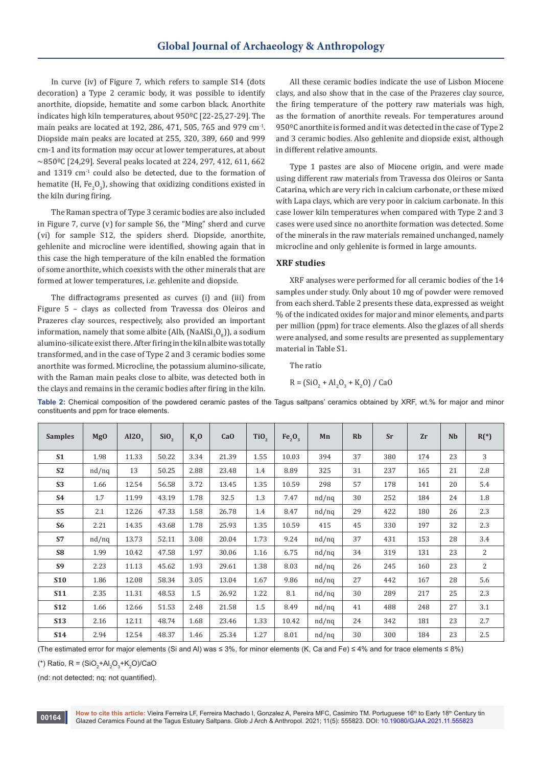In curve (iv) of Figure 7, which refers to sample S14 (dots decoration) a Type 2 ceramic body, it was possible to identify anorthite, diopside, hematite and some carbon black. Anorthite indicates high kiln temperatures, about 950ºC [22-25,27-29]. The main peaks are located at 192, 286, 471, 505, 765 and 979 $cm^{-1}$. Diopside main peaks are located at 255, 320, 389, 660 and 999 cm-1 and its formation may occur at lower temperatures, at about ~850ºC [24,29]. Several peaks located at 224, 297, 412, 611, 662 and 1319 $cm^{-1}$ could also be detected, due to the formation of hematite (H, $Fe_2O_3$), showing that oxidizing conditions existed in the kiln during firing.

The Raman spectra of Type 3 ceramic bodies are also included in Figure 7, curve (v) for sample S6, the "Ming" sherd and curve (vi) for sample S12, the spiders sherd. Diopside, anorthite, gehlenite and microcline were identified, showing again that in this case the high temperature of the kiln enabled the formation of some anorthite, which coexists with the other minerals that are formed at lower temperatures, i.e. gehlenite and diopside.

The diffractograms presented as curves (i) and (iii) from Figure 5 – clays as collected from Travessa dos Oleiros and Prazeres clay sources, respectively, also provided an important information, namely that some albite (Alb, ($NaAlSi_3O_8$)), a sodium alumino-silicate exist there. After firing in the kiln albite was totally transformed, and in the case of Type 2 and 3 ceramic bodies some anorthite was formed. Microcline, the potassium alumino-silicate, with the Raman main peaks close to albite, was detected both in the clays and remains in the ceramic bodies after firing in the kiln.

All these ceramic bodies indicate the use of Lisbon Miocene clays, and also show that in the case of the Prazeres clay source, the firing temperature of the pottery raw materials was high, as the formation of anorthite reveals. For temperatures around 950ºC anorthite is formed and it was detected in the case of Type 2 and 3 ceramic bodies. Also gehlenite and diopside exist, although in different relative amounts.

Type 1 pastes are also of Miocene origin, and were made using different raw materials from Travessa dos Oleiros or Santa Catarina, which are very rich in calcium carbonate, or these mixed with Lapa clays, which are very poor in calcium carbonate. In this case lower kiln temperatures when compared with Type 2 and 3 cases were used since no anorthite formation was detected. Some of the minerals in the raw materials remained unchanged, namely microcline and only gehlenite is formed in large amounts.

## XRF studies

XRF analyses were performed for all ceramic bodies of the 14 samples under study. Only about 10 mg of powder were removed from each sherd. Table 2 presents these data, expressed as weight % of the indicated oxides for major and minor elements, and parts per million (ppm) for trace elements. Also the glazes of all sherds were analysed, and some results are presented as supplementary material in Table S1.

The ratio

$$R = (SiO_2 + Al_2O_3 + K_2O) / CaO$$

**Table 2:** Chemical composition of the powdered ceramic pastes of the Tagus saltpans' ceramics obtained by XRF, wt.% for major and minor constituents and ppm for trace elements.

| Samples | MgO | $Al_2O_3$ | $SiO_2$ | $K_2O$ | CaO | $TiO_2$ | $Fe_2O_3$ | Mn | Rb | Sr | Zr | Nb | R(*) |
|---|---|---|---|---|---|---|---|---|---|---|---|---|---|
| **S1** | 1.98 | 11.33 | 50.22 | 3.34 | 21.39 | 1.55 | 10.03 | 394 | 37 | 380 | 174 | 23 | 3 |
| **S2** | nd/nq | 13 | 50.25 | 2.88 | 23.48 | 1.4 | 8.89 | 325 | 31 | 237 | 165 | 21 | 2.8 |
| **S3** | 1.66 | 12.54 | 56.58 | 3.72 | 13.45 | 1.35 | 10.59 | 298 | 57 | 178 | 141 | 20 | 5.4 |
| **S4** | 1.7 | 11.99 | 43.19 | 1.78 | 32.5 | 1.3 | 7.47 | nd/nq | 30 | 252 | 184 | 24 | 1.8 |
| **S5** | 2.1 | 12.26 | 47.33 | 1.58 | 26.78 | 1.4 | 8.47 | nd/nq | 29 | 422 | 180 | 26 | 2.3 |
| **S6** | 2.21 | 14.35 | 43.68 | 1.78 | 25.93 | 1.35 | 10.59 | 415 | 45 | 330 | 197 | 32 | 2.3 |
| **S7** | nd/nq | 13.73 | 52.11 | 3.08 | 20.04 | 1.73 | 9.24 | nd/nq | 37 | 431 | 153 | 28 | 3.4 |
| **S8** | 1.99 | 10.42 | 47.58 | 1.97 | 30.06 | 1.16 | 6.75 | nd/nq | 34 | 319 | 131 | 23 | 2 |
| **S9** | 2.23 | 11.13 | 45.62 | 1.93 | 29.61 | 1.38 | 8.03 | nd/nq | 26 | 245 | 160 | 23 | 2 |
| **S10** | 1.86 | 12.08 | 58.34 | 3.05 | 13.04 | 1.67 | 9.86 | nd/nq | 27 | 442 | 167 | 28 | 5.6 |
| **S11** | 2.35 | 11.31 | 48.53 | 1.5 | 26.92 | 1.22 | 8.1 | nd/nq | 30 | 289 | 217 | 25 | 2.3 |
| **S12** | 1.66 | 12.66 | 51.53 | 2.48 | 21.58 | 1.5 | 8.49 | nd/nq | 41 | 488 | 248 | 27 | 3.1 |
| **S13** | 2.16 | 12.11 | 48.74 | 1.68 | 23.46 | 1.33 | 10.42 | nd/nq | 24 | 342 | 181 | 23 | 2.7 |
| **S14** | 2.94 | 12.54 | 48.37 | 1.46 | 25.34 | 1.27 | 8.01 | nd/nq | 30 | 300 | 184 | 23 | 2.5 |

(The estimated error for major elements (Si and Al) was ≤ 3%, for minor elements (K, Ca and Fe) ≤ 4% and for trace elements ≤ 8%)

(*) Ratio, $R = (SiO_2+Al_2O_3+K_2O)/CaO$

(nd: not detected; nq: not quantified).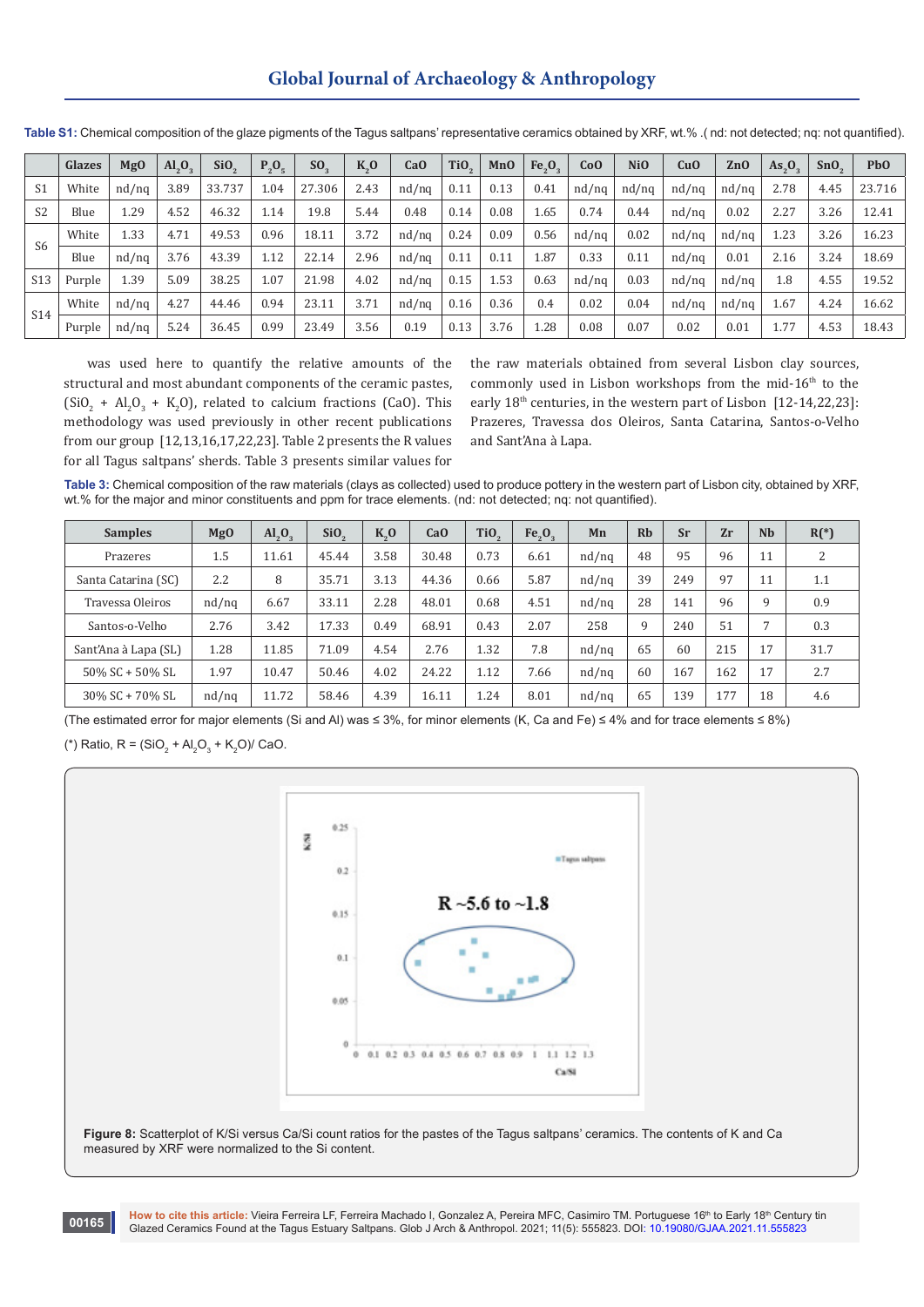**Table S1:** Chemical composition of the glaze pigments of the Tagus saltpans' representative ceramics obtained by XRF, wt.% .( nd: not detected; nq: not quantified).

| | Glazes | MgO | $Al_2O_3$ | $SiO_2$ | $P_2O_5$ | $SO_3$ | $K_2O$ | CaO | $TiO_2$ | MnO | $Fe_2O_3$ | CoO | NiO | CuO | ZnO | $As_2O_3$ | $SnO_2$ | PbO |
|---|---|---|---|---|---|---|---|---|---|---|---|---|---|---|---|---|---|---|
| S1 | White | nd/nq | 3.89 | 33.737 | 1.04 | 27.306 | 2.43 | nd/nq | 0.11 | 0.13 | 0.41 | nd/nq | nd/nq | nd/nq | nd/nq | 2.78 | 4.45 | 23.716 |
| S2 | Blue | 1.29 | 4.52 | 46.32 | 1.14 | 19.8 | 5.44 | 0.48 | 0.14 | 0.08 | 1.65 | 0.74 | 0.44 | nd/nq | 0.02 | 2.27 | 3.26 | 12.41 |
| S6 | White | 1.33 | 4.71 | 49.53 | 0.96 | 18.11 | 3.72 | nd/nq | 0.24 | 0.09 | 0.56 | nd/nq | 0.02 | nd/nq | nd/nq | 1.23 | 3.26 | 16.23 |
| | Blue | nd/nq | 3.76 | 43.39 | 1.12 | 22.14 | 2.96 | nd/nq | 0.11 | 0.11 | 1.87 | 0.33 | 0.11 | nd/nq | 0.01 | 2.16 | 3.24 | 18.69 |
| S13 | Purple | 1.39 | 5.09 | 38.25 | 1.07 | 21.98 | 4.02 | nd/nq | 0.15 | 1.53 | 0.63 | nd/nq | 0.03 | nd/nq | nd/nq | 1.8 | 4.55 | 19.52 |
| S14 | White | nd/nq | 4.27 | 44.46 | 0.94 | 23.11 | 3.71 | nd/nq | 0.16 | 0.36 | 0.4 | 0.02 | 0.04 | nd/nq | nd/nq | 1.67 | 4.24 | 16.62 |
| | Purple | nd/nq | 5.24 | 36.45 | 0.99 | 23.49 | 3.56 | 0.19 | 0.13 | 3.76 | 1.28 | 0.08 | 0.07 | 0.02 | 0.01 | 1.77 | 4.53 | 18.43 |

was used here to quantify the relative amounts of the structural and most abundant components of the ceramic pastes, ($SiO_2$ + $Al_2O_3$ + $K_2O$), related to calcium fractions (CaO). This methodology was used previously in other recent publications from our group [12,13,16,17,22,23]. Table 2 presents the R values for all Tagus saltpans' sherds. Table 3 presents similar values for the raw materials obtained from several Lisbon clay sources, commonly used in Lisbon workshops from the mid-16th to the early 18th centuries, in the western part of Lisbon [12-14,22,23]: Prazeres, Travessa dos Oleiros, Santa Catarina, Santos-o-Velho and Sant'Ana à Lapa.

**Table 3:** Chemical composition of the raw materials (clays as collected) used to produce pottery in the western part of Lisbon city, obtained by XRF, wt.% for the major and minor constituents and ppm for trace elements. (nd: not detected; nq: not quantified).

| Samples | MgO | $Al_2O_3$ | $SiO_2$ | $K_2O$ | CaO | $TiO_2$ | $Fe_2O_3$ | Mn | Rb | Sr | Zr | Nb | R(*) |
|---|---|---|---|---|---|---|---|---|---|---|---|---|---|
| Prazeres | 1.5 | 11.61 | 45.44 | 3.58 | 30.48 | 0.73 | 6.61 | nd/nq | 48 | 95 | 96 | 11 | 2 |
| Santa Catarina (SC) | 2.2 | 8 | 35.71 | 3.13 | 44.36 | 0.66 | 5.87 | nd/nq | 39 | 249 | 97 | 11 | 1.1 |
| Travessa Oleiros | nd/nq | 6.67 | 33.11 | 2.28 | 48.01 | 0.68 | 4.51 | nd/nq | 28 | 141 | 96 | 9 | 0.9 |
| Santos-o-Velho | 2.76 | 3.42 | 17.33 | 0.49 | 68.91 | 0.43 | 2.07 | 258 | 9 | 240 | 51 | 7 | 0.3 |
| Sant'Ana à Lapa (SL) | 1.28 | 11.85 | 71.09 | 4.54 | 2.76 | 1.32 | 7.8 | nd/nq | 65 | 60 | 215 | 17 | 31.7 |
| 50% SC + 50% SL | 1.97 | 10.47 | 50.46 | 4.02 | 24.22 | 1.12 | 7.66 | nd/nq | 60 | 167 | 162 | 17 | 2.7 |
| 30% SC + 70% SL | nd/nq | 11.72 | 58.46 | 4.39 | 16.11 | 1.24 | 8.01 | nd/nq | 65 | 139 | 177 | 18 | 4.6 |

(The estimated error for major elements (Si and Al) was ≤ 3%, for minor elements (K, Ca and Fe) ≤ 4% and for trace elements ≤ 8%)

(*) Ratio, R = ($SiO_2$ + $Al_2O_3$ + $K_2O$)/ CaO.

**Figure 8:** Scatterplot of K/Si versus Ca/Si count ratios for the pastes of the Tagus saltpans' ceramics. The contents of K and Ca measured by XRF were normalized to the Si content.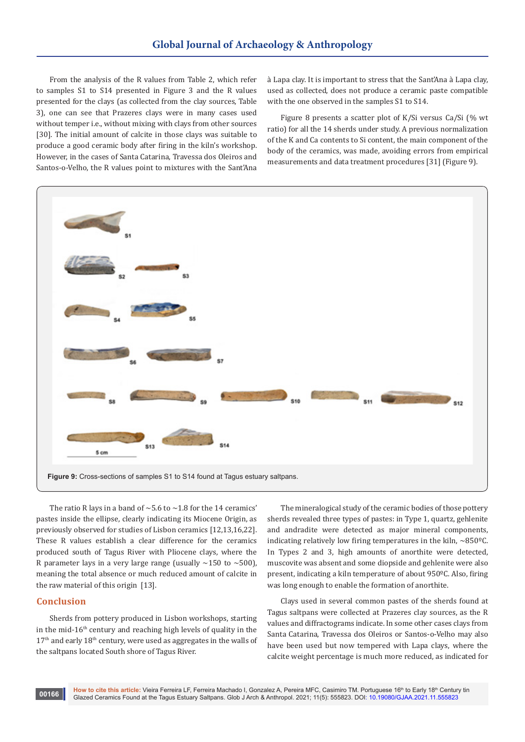From the analysis of the R values from Table 2, which refer to samples S1 to S14 presented in Figure 3 and the R values presented for the clays (as collected from the clay sources, Table 3), one can see that Prazeres clays were in many cases used without temper i.e., without mixing with clays from other sources [30]. The initial amount of calcite in those clays was suitable to produce a good ceramic body after firing in the kiln's workshop. However, in the cases of Santa Catarina, Travessa dos Oleiros and Santos-o-Velho, the R values point to mixtures with the Sant'Ana à Lapa clay. It is important to stress that the Sant'Ana à Lapa clay, used as collected, does not produce a ceramic paste compatible with the one observed in the samples S1 to S14.

Figure 8 presents a scatter plot of K/Si versus Ca/Si (% wt ratio) for all the 14 sherds under study. A previous normalization of the K and Ca contents to Si content, the main component of the body of the ceramics, was made, avoiding errors from empirical measurements and data treatment procedures [31] (Figure 9).

**Figure 9:** Cross-sections of samples S1 to S14 found at Tagus estuary saltpans.

The ratio R lays in a band of ~5.6 to ~1.8 for the 14 ceramics' pastes inside the ellipse, clearly indicating its Miocene Origin, as previously observed for studies of Lisbon ceramics [12,13,16,22]. These R values establish a clear difference for the ceramics produced south of Tagus River with Pliocene clays, where the R parameter lays in a very large range (usually ~150 to ~500), meaning the total absence or much reduced amount of calcite in the raw material of this origin [13].

## Conclusion

Sherds from pottery produced in Lisbon workshops, starting in the mid-16th century and reaching high levels of quality in the 17th and early 18th century, were used as aggregates in the walls of the saltpans located South shore of Tagus River.

The mineralogical study of the ceramic bodies of those pottery sherds revealed three types of pastes: in Type 1, quartz, gehlenite and andradite were detected as major mineral components, indicating relatively low firing temperatures in the kiln, ~850ºC. In Types 2 and 3, high amounts of anorthite were detected, muscovite was absent and some diopside and gehlenite were also present, indicating a kiln temperature of about 950ºC. Also, firing was long enough to enable the formation of anorthite.

Clays used in several common pastes of the sherds found at Tagus saltpans were collected at Prazeres clay sources, as the R values and diffractograms indicate. In some other cases clays from Santa Catarina, Travessa dos Oleiros or Santos-o-Velho may also have been used but now tempered with Lapa clays, where the calcite weight percentage is much more reduced, as indicated for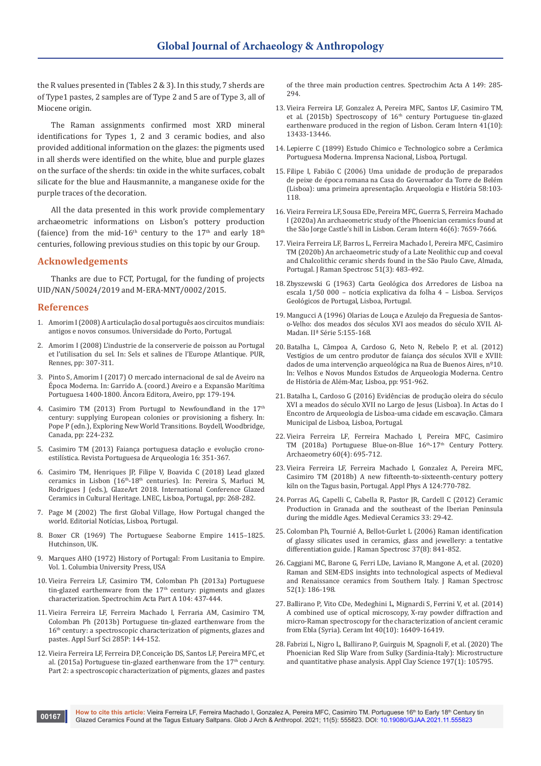the R values presented in (Tables 2 & 3). In this study, 7 sherds are of Type1 pastes, 2 samples are of Type 2 and 5 are of Type 3, all of Miocene origin.

The Raman assignments confirmed most XRD mineral identifications for Types 1, 2 and 3 ceramic bodies, and also provided additional information on the glazes: the pigments used in all sherds were identified on the white, blue and purple glazes on the surface of the sherds: tin oxide in the white surfaces, cobalt silicate for the blue and Hausmannite, a manganese oxide for the purple traces of the decoration.

All the data presented in this work provide complementary archaeometric informations on Lisbon's pottery production (faience) from the mid-16th century to the 17th and early 18th centuries, following previous studies on this topic by our Group.

## Acknowledgements

Thanks are due to FCT, Portugal, for the funding of projects UID/NAN/50024/2019 and M-ERA-MNT/0002/2015.

## References

1. Amorim I (2008) A articulação do sal português aos circuitos mundiais: antigos e novos consumos. Universidade do Porto, Portugal.
2. Amorim I (2008) L'industrie de la conserverie de poisson au Portugal et l'utilisation du sel. In: Sels et salines de l'Europe Atlantique. PUR, Rennes, pp: 307-311.
3. Pinto S, Amorim I (2017) O mercado internacional de sal de Aveiro na Época Moderna. In: Garrido A. (coord.) Aveiro e a Expansão Marítima Portuguesa 1400-1800. Âncora Editora, Aveiro, pp: 179-194.
4. Casimiro TM (2013) From Portugal to Newfoundland in the 17th century: supplying European colonies or provisioning a fishery. In: Pope P (edn.), Exploring New World Transitions. Boydell, Woodbridge, Canada, pp: 224-232.
5. Casimiro TM (2013) Faiança portuguesa datação e evolução crono-estilística. Revista Portuguesa de Arqueologia 16: 351-367.
6. Casimiro TM, Henriques JP, Filipe V, Boavida C (2018) Lead glazed ceramics in Lisbon (16th-18th centuries). In: Pereira S, Marluci M, Rodrigues J (eds.), GlazeArt 2018. International Conference Glazed Ceramics in Cultural Heritage. LNEC, Lisboa, Portugal, pp: 268-282.
7. Page M (2002) The first Global Village, How Portugal changed the world. Editorial Notícias, Lisboa, Portugal.
8. Boxer CR (1969) The Portuguese Seaborne Empire 1415–1825. Hutchinson, UK.
9. Marques AHO (1972) History of Portugal: From Lusitania to Empire. Vol. 1. Columbia University Press, USA
10. Vieira Ferreira LF, Casimiro TM, Colomban Ph (2013a) Portuguese tin-glazed earthenware from the 17th century: pigments and glazes characterization. Spectrochim Acta Part A 104: 437-444.
11. Vieira Ferreira LF, Ferreira Machado I, Ferraria AM, Casimiro TM, Colomban Ph (2013b) Portuguese tin-glazed earthenware from the 16th century: a spectroscopic characterization of pigments, glazes and pastes. Appl Surf Sci 285P: 144-152.
12. Vieira Ferreira LF, Ferreira DP, Conceição DS, Santos LF, Pereira MFC, et al. (2015a) Portuguese tin-glazed earthenware from the 17th century. Part 2: a spectroscopic characterization of pigments, glazes and pastes of the three main production centres. Spectrochim Acta A 149: 285-294.
13. Vieira Ferreira LF, Gonzalez A, Pereira MFC, Santos LF, Casimiro TM, et al. (2015b) Spectroscopy of 16th century Portuguese tin-glazed earthenware produced in the region of Lisbon. Ceram Intern 41(10): 13433-13446.
14. Lepierre C (1899) Estudo Chimico e Technologico sobre a Cerâmica Portuguesa Moderna. Imprensa Nacional, Lisboa, Portugal.
15. Filipe I, Fabião C (2006) Uma unidade de produção de preparados de peixe de época romana na Casa do Governador da Torre de Belém (Lisboa): uma primeira apresentação. Arqueologia e História 58:103-118.
16. Vieira Ferreira LF, Sousa EDe, Pereira MFC, Guerra S, Ferreira Machado I (2020a) An archaeometric study of the Phoenician ceramics found at the São Jorge Castle's hill in Lisbon. Ceram Intern 46(6): 7659-7666.
17. Vieira Ferreira LF, Barros L, Ferreira Machado I, Pereira MFC, Casimiro TM (2020b) An archaeometric study of a Late Neolithic cup and coeval and Chalcolithic ceramic sherds found in the São Paulo Cave, Almada, Portugal. J Raman Spectrosc 51(3): 483-492.
18. Zbyszewski G (1963) Carta Geológica dos Arredores de Lisboa na escala 1/50 000 – notícia explicativa da folha 4 – Lisboa. Serviços Geológicos de Portugal, Lisboa, Portugal.
19. Mangucci A (1996) Olarias de Louça e Azulejo da Freguesia de Santos-o-Velho: dos meados dos séculos XVI aos meados do século XVII. Al-Madan. IIª Série 5:155-168.
20. Batalha L, Câmpoa A, Cardoso G, Neto N, Rebelo P, et al. (2012) Vestígios de um centro produtor de faiança dos séculos XVII e XVIII: dados de uma intervenção arqueológica na Rua de Buenos Aires, nº10. In: Velhos e Novos Mundos Estudos de Arqueologia Moderna. Centro de História de Além-Mar, Lisboa, pp: 951-962.
21. Batalha L, Cardoso G (2016) Evidências de produção oleira do século XVI a meados do século XVII no Largo de Jesus (Lisboa). In Actas do I Encontro de Arqueologia de Lisboa-uma cidade em escavação. Câmara Municipal de Lisboa, Lisboa, Portugal.
22. Vieira Ferreira LF, Ferreira Machado I, Pereira MFC, Casimiro TM (2018a) Portuguese Blue-on-Blue 16th-17th Century Pottery. Archaeometry 60(4): 695-712.
23. Vieira Ferreira LF, Ferreira Machado I, Gonzalez A, Pereira MFC, Casimiro TM (2018b) A new fifteenth-to-sixteenth-century pottery kiln on the Tagus basin, Portugal. Appl Phys A 124:770-782.
24. Porras AG, Capelli C, Cabella R, Pastor JR, Cardell C (2012) Ceramic Production in Granada and the southeast of the Iberian Peninsula during the middle Ages. Medieval Ceramics 33: 29-42.
25. Colomban Ph, Tournié A, Bellot-Gurlet L (2006) Raman identification of glassy silicates used in ceramics, glass and jewellery: a tentative differentiation guide. J Raman Spectrosc 37(8): 841-852.
26. Caggiani MC, Barone G, Ferri LDe, Laviano R, Mangone A, et al. (2020) Raman and SEM-EDS insights into technological aspects of Medieval and Renaissance ceramics from Southern Italy. J Raman Spectrosc 52(1): 186-198.
27. Ballirano P, Vito CDe, Medeghini L, Mignardi S, Ferrini V, et al. (2014) A combined use of optical microscopy, X-ray powder diffraction and micro-Raman spectroscopy for the characterization of ancient ceramic from Ebla (Syria). Ceram Int 40(10): 16409-16419.
28. Fabrizi L, Nigro L, Ballirano P, Guirguis M, Spagnoli F, et al. (2020) The Phoenician Red Slip Ware from Sulky (Sardinia-Italy): Microstructure and quantitative phase analysis. Appl Clay Science 197(1): 105795.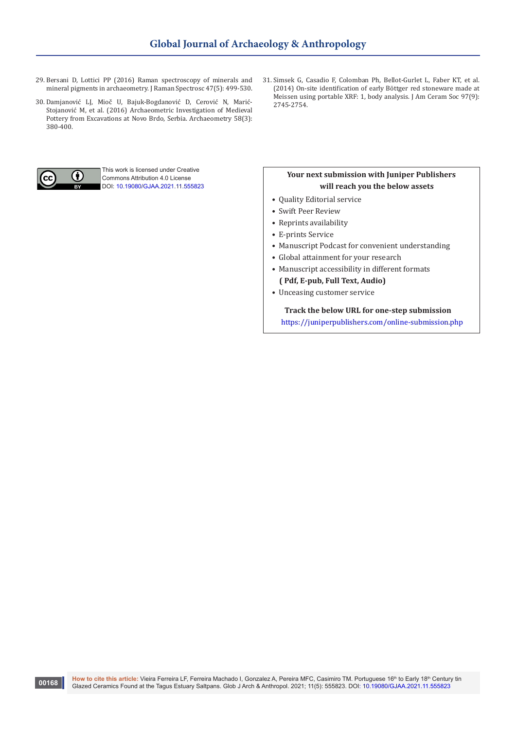29. Bersani D, Lottici PP (2016) Raman spectroscopy of minerals and mineral pigments in archaeometry. J Raman Spectrosc 47(5): 499-530.

30. Damjanović LJ, Mioč U, Bajuk-Bogdanović D, Cerović N, Marić-Stojanović M, et al. (2016) Archaeometric Investigation of Medieval Pottery from Excavations at Novo Brdo, Serbia. Archaeometry 58(3): 380-400.

31. Simsek G, Casadio F, Colomban Ph, Bellot-Gurlet L, Faber KT, et al. (2014) On-site identification of early Böttger red stoneware made at Meissen using portable XRF: 1, body analysis. J Am Ceram Soc 97(9): 2745-2754.

This work is licensed under Creative Commons Attribution 4.0 License
DOI: 10.19080/GJAA.2021.11.555823

**Your next submission with Juniper Publishers will reach you the below assets**

- Quality Editorial service
- Swift Peer Review
- Reprints availability
- E-prints Service
- Manuscript Podcast for convenient understanding
- Global attainment for your research
- Manuscript accessibility in different formats **( Pdf, E-pub, Full Text, Audio)**
- Unceasing customer service

**Track the below URL for one-step submission**
https://juniperpublishers.com/online-submission.php